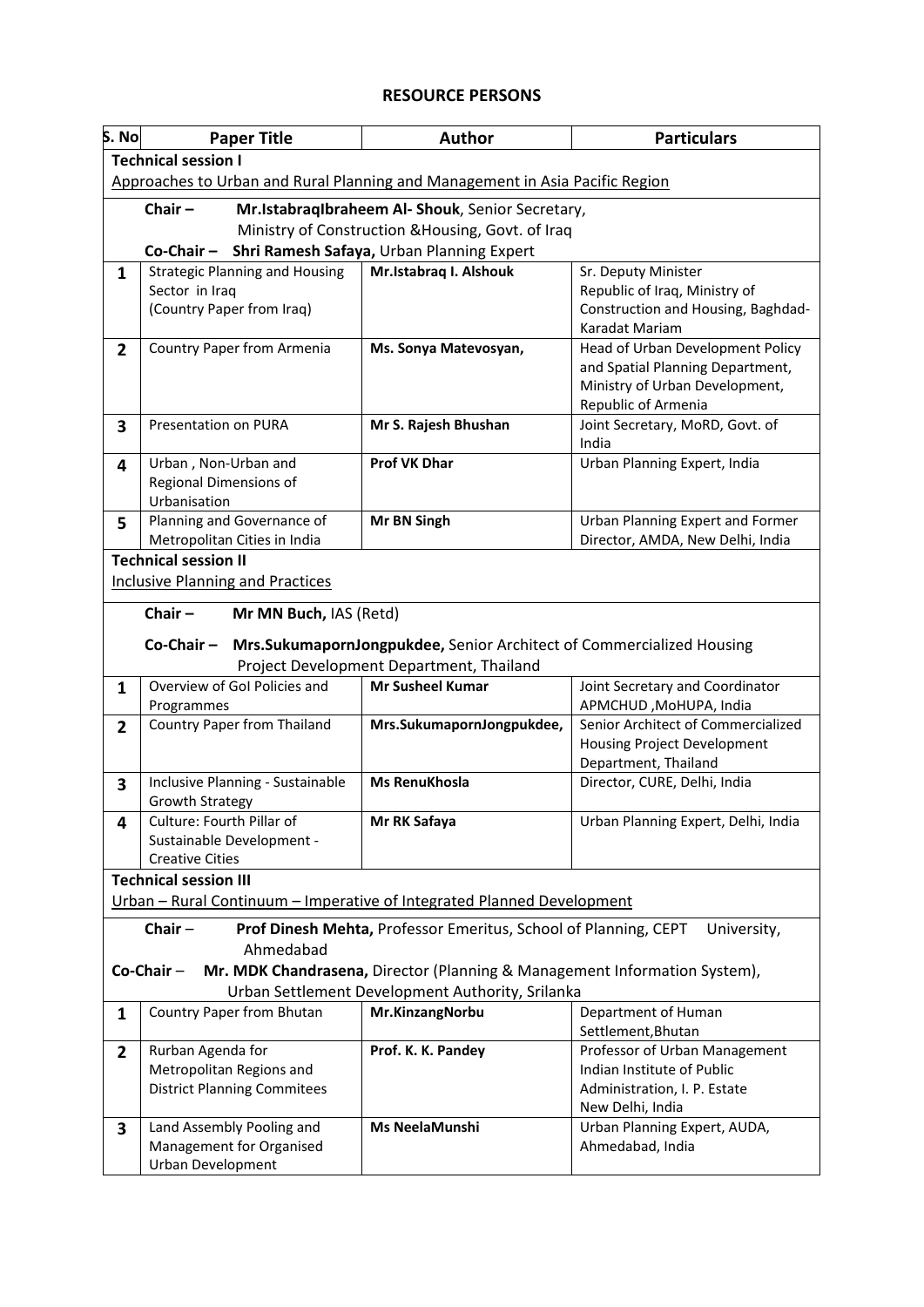# RESOURCE PERSONS

| S. No | Paper Title | Author | Particulars |
|---|---|---|---|
| **Technical session I**<br><u>Approaches to Urban and Rural Planning and Management in Asia Pacific Region</u> | | | |
| **Chair –** **Mr.IstabraqIbraheem Al- Shouk**, Senior Secretary, Ministry of Construction &Housing, Govt. of Iraq<br>**Co-Chair –** **Shri Ramesh Safaya,** Urban Planning Expert | | | |
| **1** | Strategic Planning and Housing Sector in Iraq (Country Paper from Iraq) | **Mr.Istabraq I. Alshouk** | Sr. Deputy Minister Republic of Iraq, Ministry of Construction and Housing, Baghdad-Karadat Mariam |
| **2** | Country Paper from Armenia | **Ms. Sonya Matevosyan,** | Head of Urban Development Policy and Spatial Planning Department, Ministry of Urban Development, Republic of Armenia |
| **3** | Presentation on PURA | **Mr S. Rajesh Bhushan** | Joint Secretary, MoRD, Govt. of India |
| **4** | Urban , Non-Urban and Regional Dimensions of Urbanisation | **Prof VK Dhar** | Urban Planning Expert, India |
| **5** | Planning and Governance of Metropolitan Cities in India | **Mr BN Singh** | Urban Planning Expert and Former Director, AMDA, New Delhi, India |
| **Technical session II**<br><u>Inclusive Planning and Practices</u> | | | |
| **Chair –** **Mr MN Buch,** IAS (Retd)<br>**Co-Chair –** **Mrs.SukumapornJongpukdee,** Senior Architect of Commercialized Housing Project Development Department, Thailand | | | |
| **1** | Overview of GoI Policies and Programmes | **Mr Susheel Kumar** | Joint Secretary and Coordinator APMCHUD ,MoHUPA, India |
| **2** | Country Paper from Thailand | **Mrs.SukumapornJongpukdee,** | Senior Architect of Commercialized Housing Project Development Department, Thailand |
| **3** | Inclusive Planning - Sustainable Growth Strategy | **Ms RenuKhosla** | Director, CURE, Delhi, India |
| **4** | Culture: Fourth Pillar of Sustainable Development - Creative Cities | **Mr RK Safaya** | Urban Planning Expert, Delhi, India |
| **Technical session III**<br><u>Urban – Rural Continuum – Imperative of Integrated Planned Development</u> | | | |
| **Chair** – **Prof Dinesh Mehta,** Professor Emeritus, School of Planning, CEPT University, Ahmedabad<br>**Co-Chair** – **Mr. MDK Chandrasena,** Director (Planning & Management Information System), Urban Settlement Development Authority, Srilanka | | | |
| **1** | Country Paper from Bhutan | **Mr.KinzangNorbu** | Department of Human Settlement,Bhutan |
| **2** | Rurban Agenda for Metropolitan Regions and District Planning Commitees | **Prof. K. K. Pandey** | Professor of Urban Management Indian Institute of Public Administration, I. P. Estate New Delhi, India |
| **3** | Land Assembly Pooling and Management for Organised Urban Development | **Ms NeelaMunshi** | Urban Planning Expert, AUDA, Ahmedabad, India |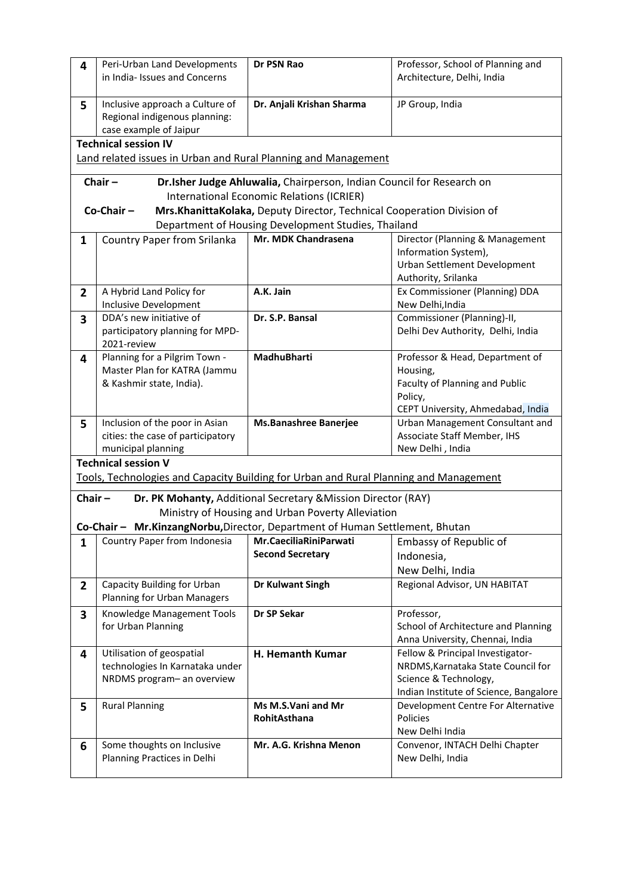| | | | |
|---|---|---|---|
| **4** | Peri-Urban Land Developments in India- Issues and Concerns | **Dr PSN Rao** | Professor, School of Planning and Architecture, Delhi, India |
| **5** | Inclusive approach a Culture of Regional indigenous planning: case example of Jaipur | **Dr. Anjali Krishan Sharma** | JP Group, India |
| **Technical session IV**<br>Land related issues in Urban and Rural Planning and Management | | | |
| **Chair –** **Dr.Isher Judge Ahluwalia,** Chairperson, Indian Council for Research on International Economic Relations (ICRIER)<br>**Co-Chair –** **Mrs.KhanittaKolaka,** Deputy Director, Technical Cooperation Division of Department of Housing Development Studies, Thailand | | | |
| **1** | Country Paper from Srilanka | **Mr. MDK Chandrasena** | Director (Planning & Management Information System), Urban Settlement Development Authority, Srilanka |
| **2** | A Hybrid Land Policy for Inclusive Development | **A.K. Jain** | Ex Commissioner (Planning) DDA New Delhi,India |
| **3** | DDA's new initiative of participatory planning for MPD-2021-review | **Dr. S.P. Bansal** | Commissioner (Planning)-II, Delhi Dev Authority, Delhi, India |
| **4** | Planning for a Pilgrim Town - Master Plan for KATRA (Jammu & Kashmir state, India). | **MadhuBharti** | Professor & Head, Department of Housing, Faculty of Planning and Public Policy, CEPT University, Ahmedabad, India |
| **5** | Inclusion of the poor in Asian cities: the case of participatory municipal planning | **Ms.Banashree Banerjee** | Urban Management Consultant and Associate Staff Member, IHS New Delhi , India |
| **Technical session V**<br>Tools, Technologies and Capacity Building for Urban and Rural Planning and Management | | | |
| **Chair –** **Dr. PK Mohanty,** Additional Secretary &Mission Director (RAY) Ministry of Housing and Urban Poverty Alleviation<br>**Co-Chair –** **Mr.KinzangNorbu,**Director, Department of Human Settlement, Bhutan | | | |
| **1** | Country Paper from Indonesia | **Mr.CaeciliaRiniParwati Second Secretary** | Embassy of Republic of Indonesia, New Delhi, India |
| **2** | Capacity Building for Urban Planning for Urban Managers | **Dr Kulwant Singh** | Regional Advisor, UN HABITAT |
| **3** | Knowledge Management Tools for Urban Planning | **Dr SP Sekar** | Professor, School of Architecture and Planning Anna University, Chennai, India |
| **4** | Utilisation of geospatial technologies In Karnataka under NRDMS program– an overview | **H. Hemanth Kumar** | Fellow & Principal Investigator-NRDMS,Karnataka State Council for Science & Technology, Indian Institute of Science, Bangalore |
| **5** | Rural Planning | **Ms M.S.Vani and Mr RohitAsthana** | Development Centre For Alternative Policies New Delhi India |
| **6** | Some thoughts on Inclusive Planning Practices in Delhi | **Mr. A.G. Krishna Menon** | Convenor, INTACH Delhi Chapter New Delhi, India |